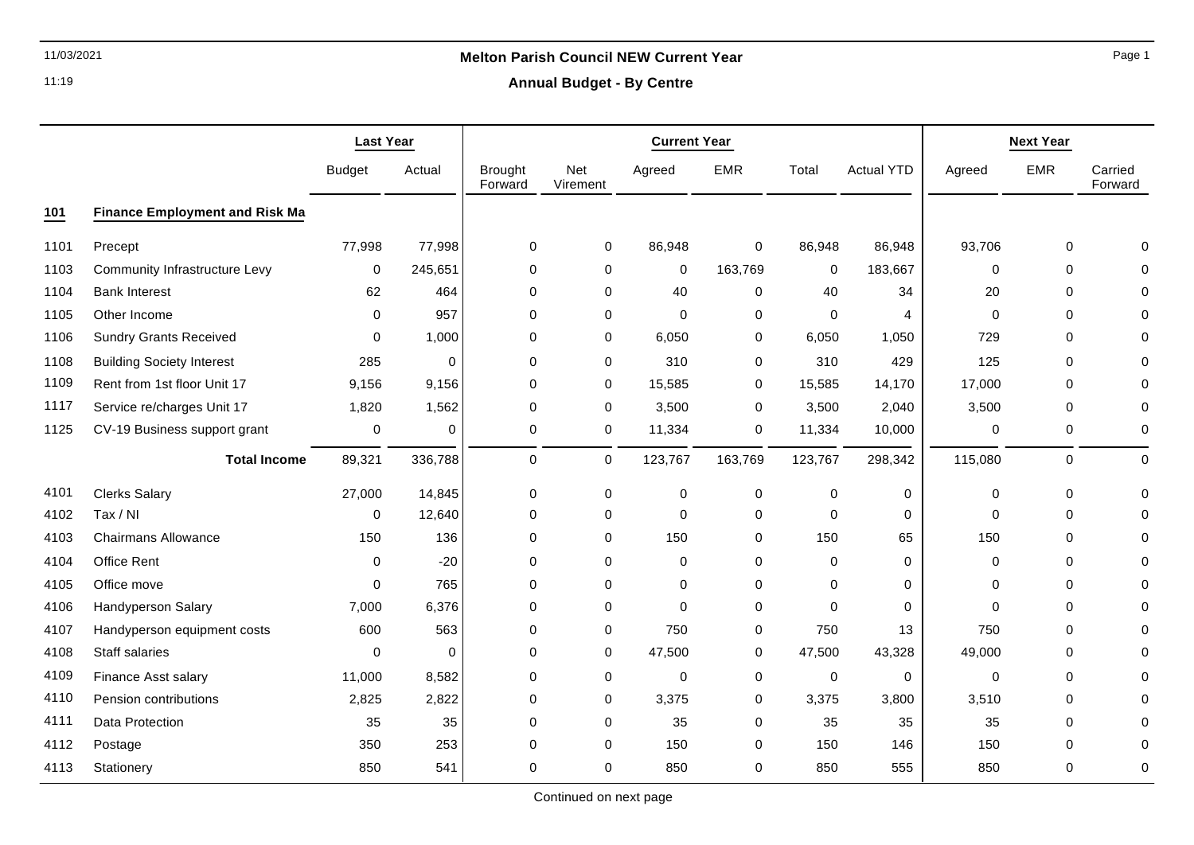# Melton Parish Council NEW Current Year

## Annual Budget - By Centre

| | | Last Year | | Current Year | | | | | | Next Year | | |
|---|---|---|---|---|---|---|---|---|---|---|---|---|
| | | Budget | Actual | Brought Forward | Net Virement | Agreed | EMR | Total | Actual YTD | Agreed | EMR | Carried Forward |
| **101** | **Finance Employment and Risk Ma** | | | | | | | | | | | |
| 1101 | Precept | 77,998 | 77,998 | 0 | 0 | 86,948 | 0 | 86,948 | 86,948 | 93,706 | 0 | 0 |
| 1103 | Community Infrastructure Levy | 0 | 245,651 | 0 | 0 | 0 | 163,769 | 0 | 183,667 | 0 | 0 | 0 |
| 1104 | Bank Interest | 62 | 464 | 0 | 0 | 40 | 0 | 40 | 34 | 20 | 0 | 0 |
| 1105 | Other Income | 0 | 957 | 0 | 0 | 0 | 0 | 0 | 4 | 0 | 0 | 0 |
| 1106 | Sundry Grants Received | 0 | 1,000 | 0 | 0 | 6,050 | 0 | 6,050 | 1,050 | 729 | 0 | 0 |
| 1108 | Building Society Interest | 285 | 0 | 0 | 0 | 310 | 0 | 310 | 429 | 125 | 0 | 0 |
| 1109 | Rent from 1st floor Unit 17 | 9,156 | 9,156 | 0 | 0 | 15,585 | 0 | 15,585 | 14,170 | 17,000 | 0 | 0 |
| 1117 | Service re/charges Unit 17 | 1,820 | 1,562 | 0 | 0 | 3,500 | 0 | 3,500 | 2,040 | 3,500 | 0 | 0 |
| 1125 | CV-19 Business support grant | 0 | 0 | 0 | 0 | 11,334 | 0 | 11,334 | 10,000 | 0 | 0 | 0 |
| | **Total Income** | 89,321 | 336,788 | 0 | 0 | 123,767 | 163,769 | 123,767 | 298,342 | 115,080 | 0 | 0 |
| 4101 | Clerks Salary | 27,000 | 14,845 | 0 | 0 | 0 | 0 | 0 | 0 | 0 | 0 | 0 |
| 4102 | Tax / NI | 0 | 12,640 | 0 | 0 | 0 | 0 | 0 | 0 | 0 | 0 | 0 |
| 4103 | Chairmans Allowance | 150 | 136 | 0 | 0 | 150 | 0 | 150 | 65 | 150 | 0 | 0 |
| 4104 | Office Rent | 0 | -20 | 0 | 0 | 0 | 0 | 0 | 0 | 0 | 0 | 0 |
| 4105 | Office move | 0 | 765 | 0 | 0 | 0 | 0 | 0 | 0 | 0 | 0 | 0 |
| 4106 | Handyperson Salary | 7,000 | 6,376 | 0 | 0 | 0 | 0 | 0 | 0 | 0 | 0 | 0 |
| 4107 | Handyperson equipment costs | 600 | 563 | 0 | 0 | 750 | 0 | 750 | 13 | 750 | 0 | 0 |
| 4108 | Staff salaries | 0 | 0 | 0 | 0 | 47,500 | 0 | 47,500 | 43,328 | 49,000 | 0 | 0 |
| 4109 | Finance Asst salary | 11,000 | 8,582 | 0 | 0 | 0 | 0 | 0 | 0 | 0 | 0 | 0 |
| 4110 | Pension contributions | 2,825 | 2,822 | 0 | 0 | 3,375 | 0 | 3,375 | 3,800 | 3,510 | 0 | 0 |
| 4111 | Data Protection | 35 | 35 | 0 | 0 | 35 | 0 | 35 | 35 | 35 | 0 | 0 |
| 4112 | Postage | 350 | 253 | 0 | 0 | 150 | 0 | 150 | 146 | 150 | 0 | 0 |
| 4113 | Stationery | 850 | 541 | 0 | 0 | 850 | 0 | 850 | 555 | 850 | 0 | 0 |

Continued on next page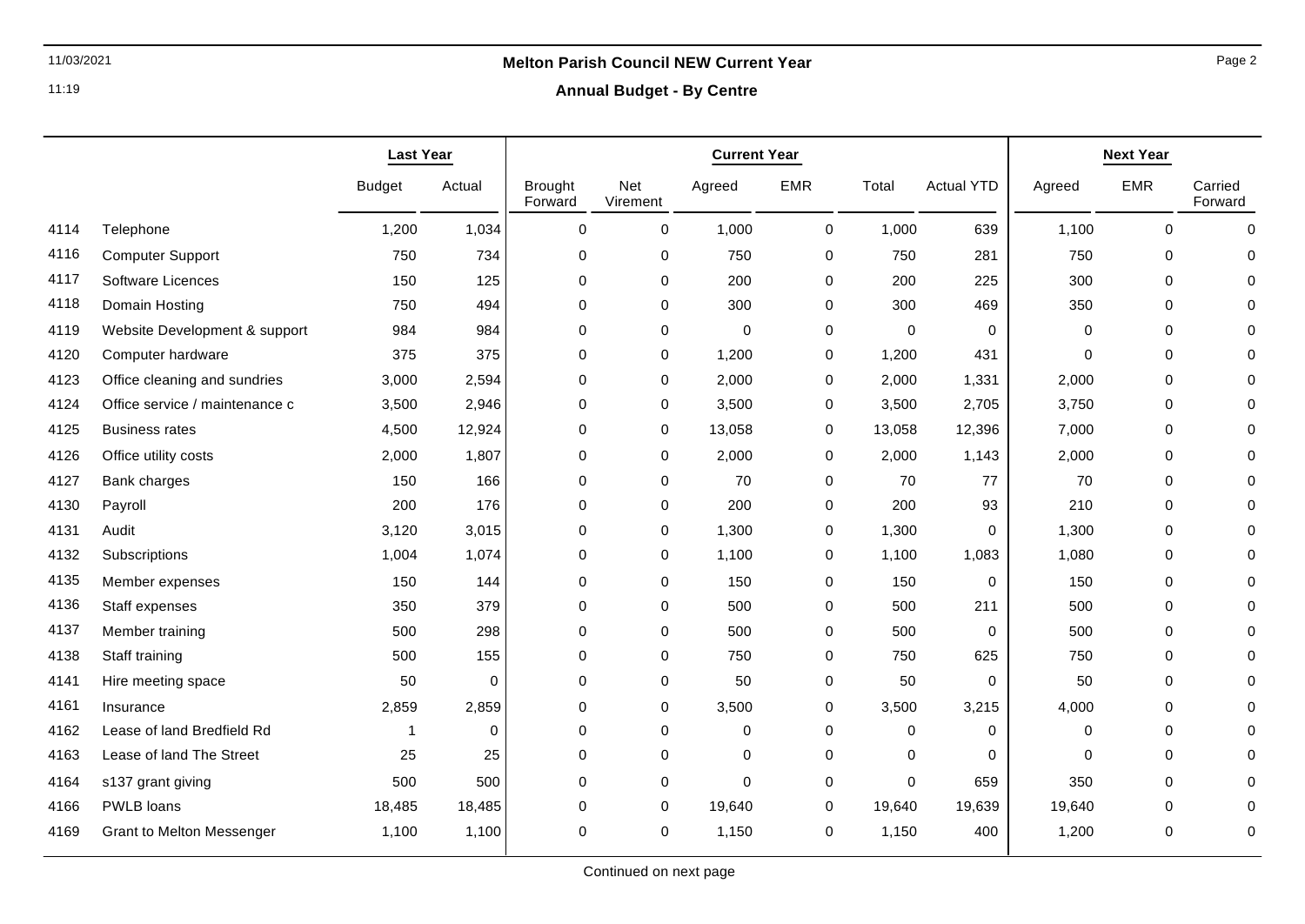**Melton Parish Council NEW Current Year**

**Annual Budget - By Centre**

| | | Last Year | | Current Year | | | | | | Next Year | | |
|---|---|---|---|---|---|---|---|---|---|---|---|---|
| | | Budget | Actual | Brought Forward | Net Virement | Agreed | EMR | Total | Actual YTD | Agreed | EMR | Carried Forward |
| 4114 | Telephone | 1,200 | 1,034 | 0 | 0 | 1,000 | 0 | 1,000 | 639 | 1,100 | 0 | 0 |
| 4116 | Computer Support | 750 | 734 | 0 | 0 | 750 | 0 | 750 | 281 | 750 | 0 | 0 |
| 4117 | Software Licences | 150 | 125 | 0 | 0 | 200 | 0 | 200 | 225 | 300 | 0 | 0 |
| 4118 | Domain Hosting | 750 | 494 | 0 | 0 | 300 | 0 | 300 | 469 | 350 | 0 | 0 |
| 4119 | Website Development & support | 984 | 984 | 0 | 0 | 0 | 0 | 0 | 0 | 0 | 0 | 0 |
| 4120 | Computer hardware | 375 | 375 | 0 | 0 | 1,200 | 0 | 1,200 | 431 | 0 | 0 | 0 |
| 4123 | Office cleaning and sundries | 3,000 | 2,594 | 0 | 0 | 2,000 | 0 | 2,000 | 1,331 | 2,000 | 0 | 0 |
| 4124 | Office service / maintenance c | 3,500 | 2,946 | 0 | 0 | 3,500 | 0 | 3,500 | 2,705 | 3,750 | 0 | 0 |
| 4125 | Business rates | 4,500 | 12,924 | 0 | 0 | 13,058 | 0 | 13,058 | 12,396 | 7,000 | 0 | 0 |
| 4126 | Office utility costs | 2,000 | 1,807 | 0 | 0 | 2,000 | 0 | 2,000 | 1,143 | 2,000 | 0 | 0 |
| 4127 | Bank charges | 150 | 166 | 0 | 0 | 70 | 0 | 70 | 77 | 70 | 0 | 0 |
| 4130 | Payroll | 200 | 176 | 0 | 0 | 200 | 0 | 200 | 93 | 210 | 0 | 0 |
| 4131 | Audit | 3,120 | 3,015 | 0 | 0 | 1,300 | 0 | 1,300 | 0 | 1,300 | 0 | 0 |
| 4132 | Subscriptions | 1,004 | 1,074 | 0 | 0 | 1,100 | 0 | 1,100 | 1,083 | 1,080 | 0 | 0 |
| 4135 | Member expenses | 150 | 144 | 0 | 0 | 150 | 0 | 150 | 0 | 150 | 0 | 0 |
| 4136 | Staff expenses | 350 | 379 | 0 | 0 | 500 | 0 | 500 | 211 | 500 | 0 | 0 |
| 4137 | Member training | 500 | 298 | 0 | 0 | 500 | 0 | 500 | 0 | 500 | 0 | 0 |
| 4138 | Staff training | 500 | 155 | 0 | 0 | 750 | 0 | 750 | 625 | 750 | 0 | 0 |
| 4141 | Hire meeting space | 50 | 0 | 0 | 0 | 50 | 0 | 50 | 0 | 50 | 0 | 0 |
| 4161 | Insurance | 2,859 | 2,859 | 0 | 0 | 3,500 | 0 | 3,500 | 3,215 | 4,000 | 0 | 0 |
| 4162 | Lease of land Bredfield Rd | 1 | 0 | 0 | 0 | 0 | 0 | 0 | 0 | 0 | 0 | 0 |
| 4163 | Lease of land The Street | 25 | 25 | 0 | 0 | 0 | 0 | 0 | 0 | 0 | 0 | 0 |
| 4164 | s137 grant giving | 500 | 500 | 0 | 0 | 0 | 0 | 0 | 659 | 350 | 0 | 0 |
| 4166 | PWLB loans | 18,485 | 18,485 | 0 | 0 | 19,640 | 0 | 19,640 | 19,639 | 19,640 | 0 | 0 |
| 4169 | Grant to Melton Messenger | 1,100 | 1,100 | 0 | 0 | 1,150 | 0 | 1,150 | 400 | 1,200 | 0 | 0 |

Continued on next page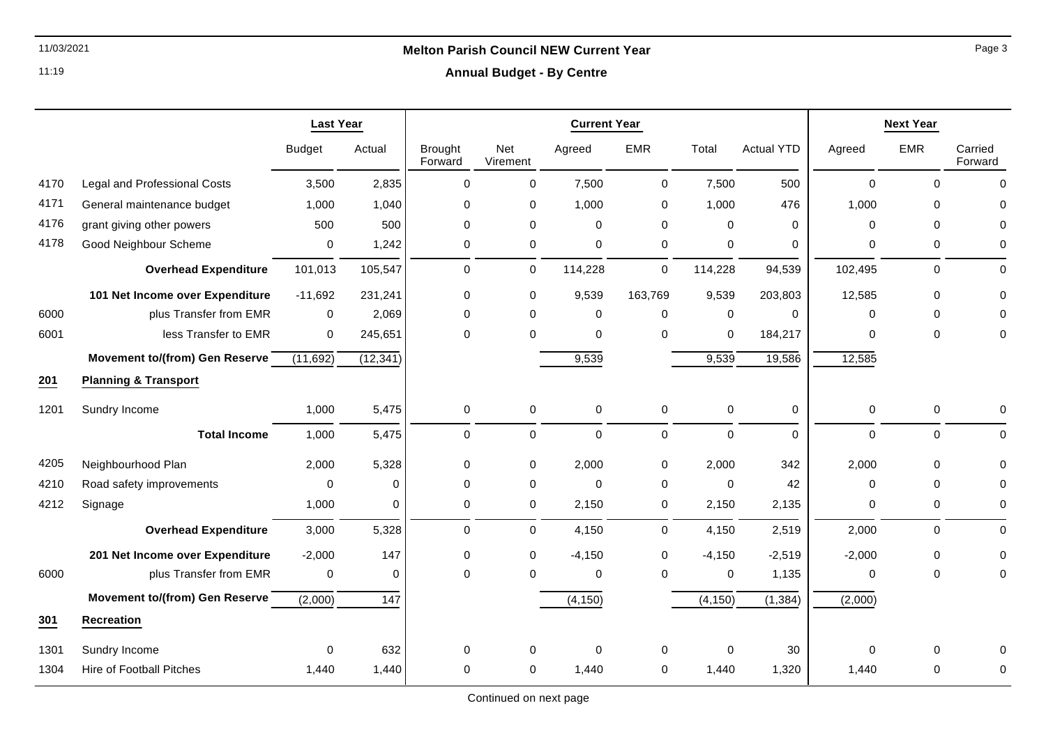# Melton Parish Council NEW Current Year

## Annual Budget - By Centre

| | | Last Year | | Current Year | | | | | | Next Year | | |
|---|---|---|---|---|---|---|---|---|---|---|---|---|
| | | Budget | Actual | Brought Forward | Net Virement | Agreed | EMR | Total | Actual YTD | Agreed | EMR | Carried Forward |
| 4170 | Legal and Professional Costs | 3,500 | 2,835 | 0 | 0 | 7,500 | 0 | 7,500 | 500 | 0 | 0 | 0 |
| 4171 | General maintenance budget | 1,000 | 1,040 | 0 | 0 | 1,000 | 0 | 1,000 | 476 | 1,000 | 0 | 0 |
| 4176 | grant giving other powers | 500 | 500 | 0 | 0 | 0 | 0 | 0 | 0 | 0 | 0 | 0 |
| 4178 | Good Neighbour Scheme | 0 | 1,242 | 0 | 0 | 0 | 0 | 0 | 0 | 0 | 0 | 0 |
| | **Overhead Expenditure** | 101,013 | 105,547 | 0 | 0 | 114,228 | 0 | 114,228 | 94,539 | 102,495 | 0 | 0 |
| | **101 Net Income over Expenditure** | -11,692 | 231,241 | 0 | 0 | 9,539 | 163,769 | 9,539 | 203,803 | 12,585 | 0 | 0 |
| 6000 | plus Transfer from EMR | 0 | 2,069 | 0 | 0 | 0 | 0 | 0 | 0 | 0 | 0 | 0 |
| 6001 | less Transfer to EMR | 0 | 245,651 | 0 | 0 | 0 | 0 | 0 | 184,217 | 0 | 0 | 0 |
| | **Movement to/(from) Gen Reserve** | (11,692) | (12,341) | | | 9,539 | | 9,539 | 19,586 | 12,585 | | |
| **201** | **Planning & Transport** | | | | | | | | | | | |
| 1201 | Sundry Income | 1,000 | 5,475 | 0 | 0 | 0 | 0 | 0 | 0 | 0 | 0 | 0 |
| | **Total Income** | 1,000 | 5,475 | 0 | 0 | 0 | 0 | 0 | 0 | 0 | 0 | 0 |
| 4205 | Neighbourhood Plan | 2,000 | 5,328 | 0 | 0 | 2,000 | 0 | 2,000 | 342 | 2,000 | 0 | 0 |
| 4210 | Road safety improvements | 0 | 0 | 0 | 0 | 0 | 0 | 0 | 42 | 0 | 0 | 0 |
| 4212 | Signage | 1,000 | 0 | 0 | 0 | 2,150 | 0 | 2,150 | 2,135 | 0 | 0 | 0 |
| | **Overhead Expenditure** | 3,000 | 5,328 | 0 | 0 | 4,150 | 0 | 4,150 | 2,519 | 2,000 | 0 | 0 |
| | **201 Net Income over Expenditure** | -2,000 | 147 | 0 | 0 | -4,150 | 0 | -4,150 | -2,519 | -2,000 | 0 | 0 |
| 6000 | plus Transfer from EMR | 0 | 0 | 0 | 0 | 0 | 0 | 0 | 1,135 | 0 | 0 | 0 |
| | **Movement to/(from) Gen Reserve** | (2,000) | 147 | | | (4,150) | | (4,150) | (1,384) | (2,000) | | |
| **301** | **Recreation** | | | | | | | | | | | |
| 1301 | Sundry Income | 0 | 632 | 0 | 0 | 0 | 0 | 0 | 30 | 0 | 0 | 0 |
| 1304 | Hire of Football Pitches | 1,440 | 1,440 | 0 | 0 | 1,440 | 0 | 1,440 | 1,320 | 1,440 | 0 | 0 |

Continued on next page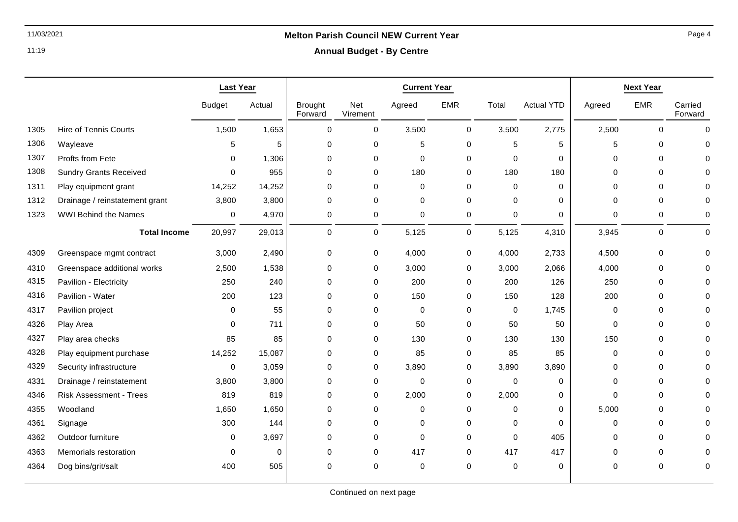# Melton Parish Council NEW Current Year

## Annual Budget - By Centre

| | | Last Year | | Current Year | | | | | | Next Year | | |
|---|---|---|---|---|---|---|---|---|---|---|---|---|
| | | Budget | Actual | Brought Forward | Net Virement | Agreed | EMR | Total | Actual YTD | Agreed | EMR | Carried Forward |
| 1305 | Hire of Tennis Courts | 1,500 | 1,653 | 0 | 0 | 3,500 | 0 | 3,500 | 2,775 | 2,500 | 0 | 0 |
| 1306 | Wayleave | 5 | 5 | 0 | 0 | 5 | 0 | 5 | 5 | 5 | 0 | 0 |
| 1307 | Profts from Fete | 0 | 1,306 | 0 | 0 | 0 | 0 | 0 | 0 | 0 | 0 | 0 |
| 1308 | Sundry Grants Received | 0 | 955 | 0 | 0 | 180 | 0 | 180 | 180 | 0 | 0 | 0 |
| 1311 | Play equipment grant | 14,252 | 14,252 | 0 | 0 | 0 | 0 | 0 | 0 | 0 | 0 | 0 |
| 1312 | Drainage / reinstatement grant | 3,800 | 3,800 | 0 | 0 | 0 | 0 | 0 | 0 | 0 | 0 | 0 |
| 1323 | WWI Behind the Names | 0 | 4,970 | 0 | 0 | 0 | 0 | 0 | 0 | 0 | 0 | 0 |
| | **Total Income** | 20,997 | 29,013 | 0 | 0 | 5,125 | 0 | 5,125 | 4,310 | 3,945 | 0 | 0 |
| 4309 | Greenspace mgmt contract | 3,000 | 2,490 | 0 | 0 | 4,000 | 0 | 4,000 | 2,733 | 4,500 | 0 | 0 |
| 4310 | Greenspace additional works | 2,500 | 1,538 | 0 | 0 | 3,000 | 0 | 3,000 | 2,066 | 4,000 | 0 | 0 |
| 4315 | Pavilion - Electricity | 250 | 240 | 0 | 0 | 200 | 0 | 200 | 126 | 250 | 0 | 0 |
| 4316 | Pavilion - Water | 200 | 123 | 0 | 0 | 150 | 0 | 150 | 128 | 200 | 0 | 0 |
| 4317 | Pavilion project | 0 | 55 | 0 | 0 | 0 | 0 | 0 | 1,745 | 0 | 0 | 0 |
| 4326 | Play Area | 0 | 711 | 0 | 0 | 50 | 0 | 50 | 50 | 0 | 0 | 0 |
| 4327 | Play area checks | 85 | 85 | 0 | 0 | 130 | 0 | 130 | 130 | 150 | 0 | 0 |
| 4328 | Play equipment purchase | 14,252 | 15,087 | 0 | 0 | 85 | 0 | 85 | 85 | 0 | 0 | 0 |
| 4329 | Security infrastructure | 0 | 3,059 | 0 | 0 | 3,890 | 0 | 3,890 | 3,890 | 0 | 0 | 0 |
| 4331 | Drainage / reinstatement | 3,800 | 3,800 | 0 | 0 | 0 | 0 | 0 | 0 | 0 | 0 | 0 |
| 4346 | Risk Assessment - Trees | 819 | 819 | 0 | 0 | 2,000 | 0 | 2,000 | 0 | 0 | 0 | 0 |
| 4355 | Woodland | 1,650 | 1,650 | 0 | 0 | 0 | 0 | 0 | 0 | 5,000 | 0 | 0 |
| 4361 | Signage | 300 | 144 | 0 | 0 | 0 | 0 | 0 | 0 | 0 | 0 | 0 |
| 4362 | Outdoor furniture | 0 | 3,697 | 0 | 0 | 0 | 0 | 0 | 405 | 0 | 0 | 0 |
| 4363 | Memorials restoration | 0 | 0 | 0 | 0 | 417 | 0 | 417 | 417 | 0 | 0 | 0 |
| 4364 | Dog bins/grit/salt | 400 | 505 | 0 | 0 | 0 | 0 | 0 | 0 | 0 | 0 | 0 |

Continued on next page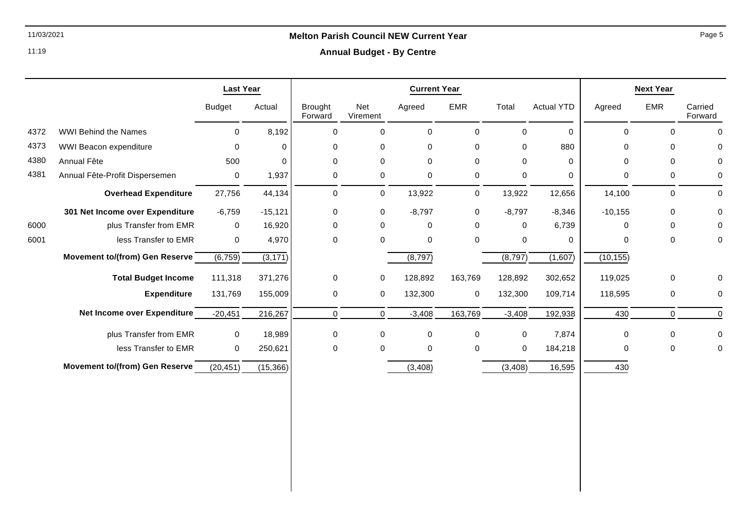# Melton Parish Council NEW Current Year

## Annual Budget - By Centre

| | | Last Year | | Current Year | | | | | | Next Year | | |
|---|---|---|---|---|---|---|---|---|---|---|---|---|
| | | Budget | Actual | Brought Forward | Net Virement | Agreed | EMR | Total | Actual YTD | Agreed | EMR | Carried Forward |
| 4372 | WWI Behind the Names | 0 | 8,192 | 0 | 0 | 0 | 0 | 0 | 0 | 0 | 0 | 0 |
| 4373 | WWI Beacon expenditure | 0 | 0 | 0 | 0 | 0 | 0 | 0 | 880 | 0 | 0 | 0 |
| 4380 | Annual Fête | 500 | 0 | 0 | 0 | 0 | 0 | 0 | 0 | 0 | 0 | 0 |
| 4381 | Annual Fête-Profit Dispersemen | 0 | 1,937 | 0 | 0 | 0 | 0 | 0 | 0 | 0 | 0 | 0 |
| | **Overhead Expenditure** | 27,756 | 44,134 | 0 | 0 | 13,922 | 0 | 13,922 | 12,656 | 14,100 | 0 | 0 |
| | **301 Net Income over Expenditure** | -6,759 | -15,121 | 0 | 0 | -8,797 | 0 | -8,797 | -8,346 | -10,155 | 0 | 0 |
| 6000 | plus Transfer from EMR | 0 | 16,920 | 0 | 0 | 0 | 0 | 0 | 6,739 | 0 | 0 | 0 |
| 6001 | less Transfer to EMR | 0 | 4,970 | 0 | 0 | 0 | 0 | 0 | 0 | 0 | 0 | 0 |
| | **Movement to/(from) Gen Reserve** | (6,759) | (3,171) | | | (8,797) | | (8,797) | (1,607) | (10,155) | | |
| | **Total Budget Income** | 111,318 | 371,276 | 0 | 0 | 128,892 | 163,769 | 128,892 | 302,652 | 119,025 | 0 | 0 |
| | **Expenditure** | 131,769 | 155,009 | 0 | 0 | 132,300 | 0 | 132,300 | 109,714 | 118,595 | 0 | 0 |
| | **Net Income over Expenditure** | -20,451 | 216,267 | 0 | 0 | -3,408 | 163,769 | -3,408 | 192,938 | 430 | 0 | 0 |
| | plus Transfer from EMR | 0 | 18,989 | 0 | 0 | 0 | 0 | 0 | 7,874 | 0 | 0 | 0 |
| | less Transfer to EMR | 0 | 250,621 | 0 | 0 | 0 | 0 | 0 | 184,218 | 0 | 0 | 0 |
| | **Movement to/(from) Gen Reserve** | (20,451) | (15,366) | | | (3,408) | | (3,408) | 16,595 | 430 | | |